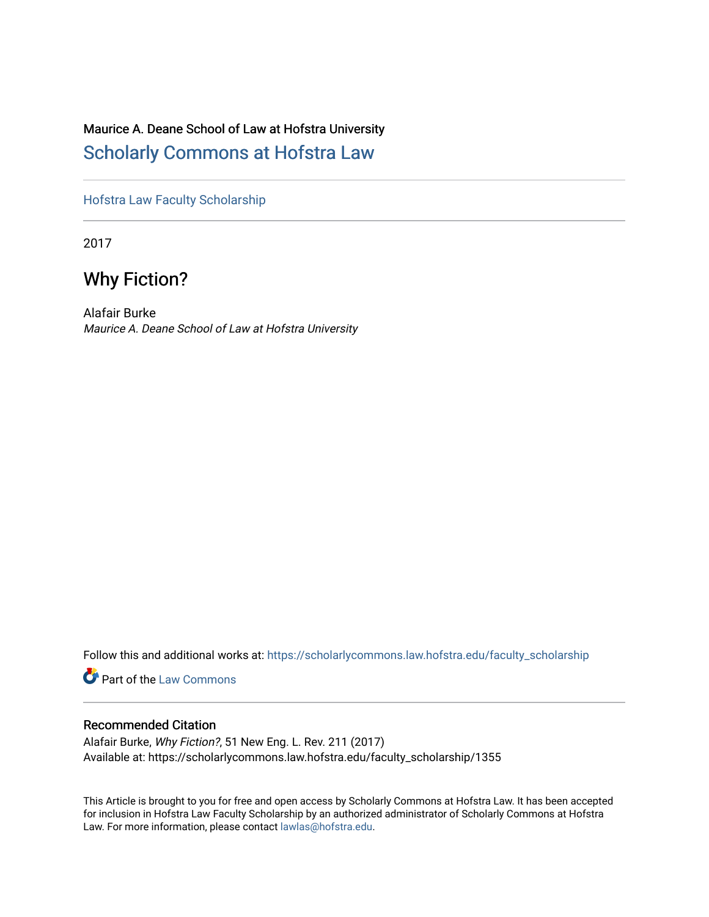Maurice A. Deane School of Law at Hofstra University

# Scholarly Commons at Hofstra Law

Hofstra Law Faculty Scholarship

2017

## Why Fiction?

Alafair Burke
*Maurice A. Deane School of Law at Hofstra University*

Follow this and additional works at: https://scholarlycommons.law.hofstra.edu/faculty_scholarship

Part of the Law Commons

### Recommended Citation

Alafair Burke, *Why Fiction?*, 51 New Eng. L. Rev. 211 (2017)
Available at: https://scholarlycommons.law.hofstra.edu/faculty_scholarship/1355

This Article is brought to you for free and open access by Scholarly Commons at Hofstra Law. It has been accepted for inclusion in Hofstra Law Faculty Scholarship by an authorized administrator of Scholarly Commons at Hofstra Law. For more information, please contact lawlas@hofstra.edu.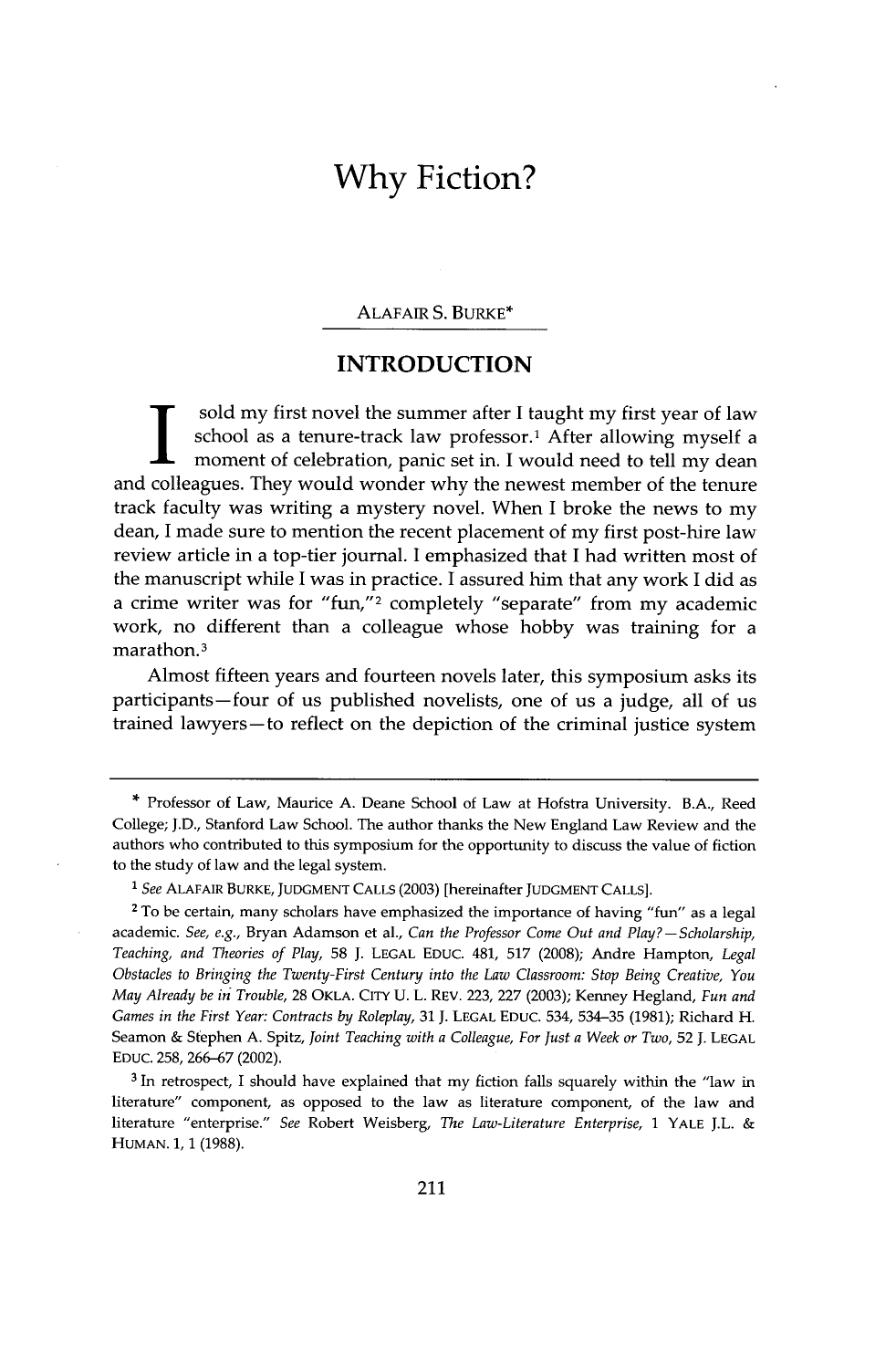# Why Fiction?

ALAFAIR S. BURKE*

## INTRODUCTION

I sold my first novel the summer after I taught my first year of law school as a tenure-track law professor.[1] After allowing myself a moment of celebration, panic set in. I would need to tell my dean and colleagues. They would wonder why the newest member of the tenure track faculty was writing a mystery novel. When I broke the news to my dean, I made sure to mention the recent placement of my first post-hire law review article in a top-tier journal. I emphasized that I had written most of the manuscript while I was in practice. I assured him that any work I did as a crime writer was for "fun,"[2] completely "separate" from my academic work, no different than a colleague whose hobby was training for a marathon.[3]

Almost fifteen years and fourteen novels later, this symposium asks its participants—four of us published novelists, one of us a judge, all of us trained lawyers—to reflect on the depiction of the criminal justice system

---

\* Professor of Law, Maurice A. Deane School of Law at Hofstra University. B.A., Reed College; J.D., Stanford Law School. The author thanks the New England Law Review and the authors who contributed to this symposium for the opportunity to discuss the value of fiction to the study of law and the legal system.

[1] *See* ALAFAIR BURKE, JUDGMENT CALLS (2003) [hereinafter JUDGMENT CALLS].

[2] To be certain, many scholars have emphasized the importance of having "fun" as a legal academic. *See, e.g.*, Bryan Adamson et al., *Can the Professor Come Out and Play?—Scholarship, Teaching, and Theories of Play*, 58 J. LEGAL EDUC. 481, 517 (2008); Andre Hampton, *Legal Obstacles to Bringing the Twenty-First Century into the Law Classroom: Stop Being Creative, You May Already be in Trouble*, 28 OKLA. CITY U. L. REV. 223, 227 (2003); Kenney Hegland, *Fun and Games in the First Year: Contracts by Roleplay*, 31 J. LEGAL EDUC. 534, 534–35 (1981); Richard H. Seamon & Stephen A. Spitz, *Joint Teaching with a Colleague, For Just a Week or Two*, 52 J. LEGAL EDUC. 258, 266–67 (2002).

[3] In retrospect, I should have explained that my fiction falls squarely within the "law in literature" component, as opposed to the law as literature component, of the law and literature "enterprise." *See* Robert Weisberg, *The Law-Literature Enterprise*, 1 YALE J.L. & HUMAN. 1, 1 (1988).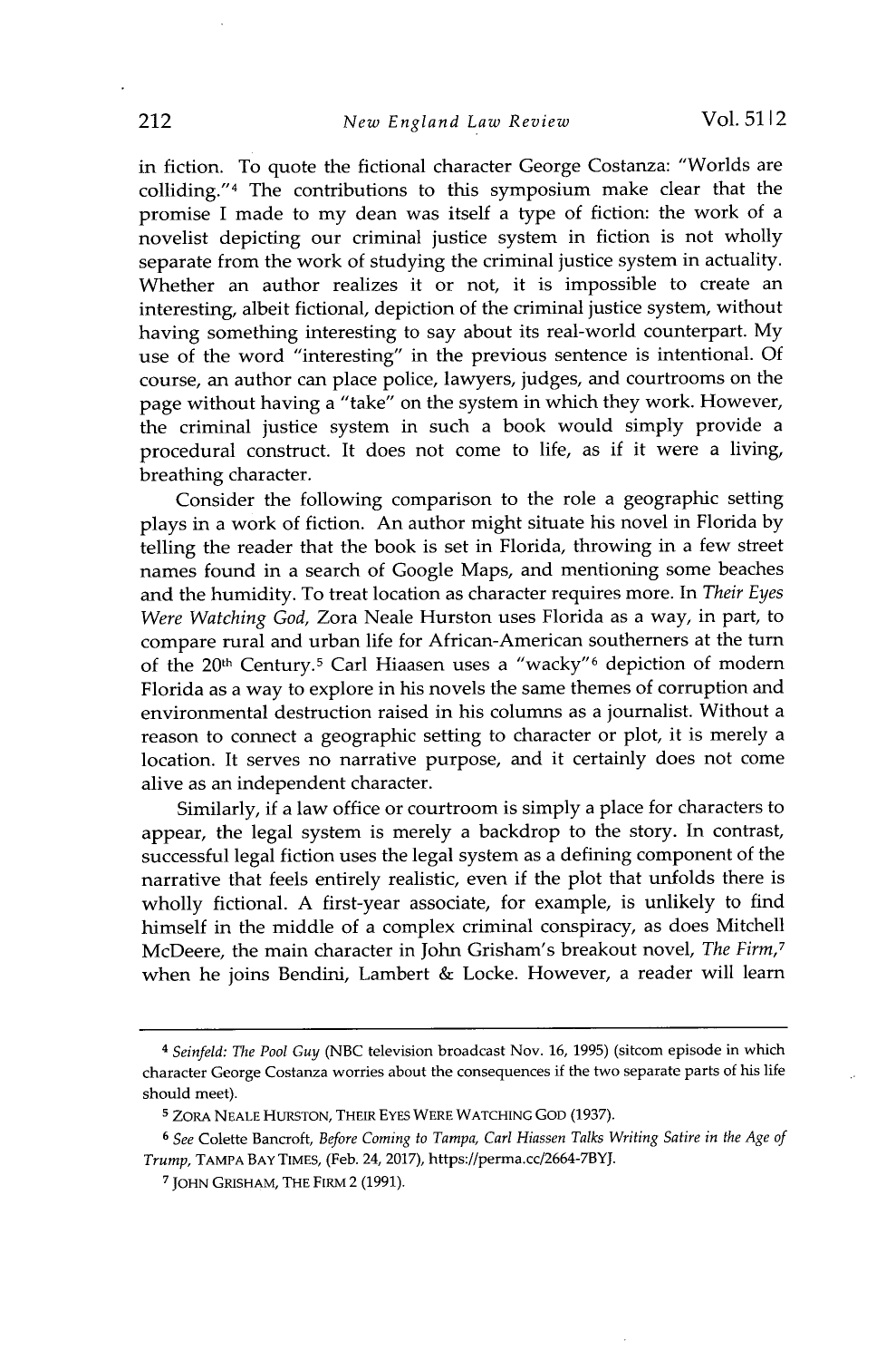in fiction. To quote the fictional character George Costanza: "Worlds are colliding."[4] The contributions to this symposium make clear that the promise I made to my dean was itself a type of fiction: the work of a novelist depicting our criminal justice system in fiction is not wholly separate from the work of studying the criminal justice system in actuality. Whether an author realizes it or not, it is impossible to create an interesting, albeit fictional, depiction of the criminal justice system, without having something interesting to say about its real-world counterpart. My use of the word "interesting" in the previous sentence is intentional. Of course, an author can place police, lawyers, judges, and courtrooms on the page without having a "take" on the system in which they work. However, the criminal justice system in such a book would simply provide a procedural construct. It does not come to life, as if it were a living, breathing character.

Consider the following comparison to the role a geographic setting plays in a work of fiction. An author might situate his novel in Florida by telling the reader that the book is set in Florida, throwing in a few street names found in a search of Google Maps, and mentioning some beaches and the humidity. To treat location as character requires more. In *Their Eyes Were Watching God*, Zora Neale Hurston uses Florida as a way, in part, to compare rural and urban life for African-American southerners at the turn of the 20th Century.[5] Carl Hiaasen uses a "wacky"[6] depiction of modern Florida as a way to explore in his novels the same themes of corruption and environmental destruction raised in his columns as a journalist. Without a reason to connect a geographic setting to character or plot, it is merely a location. It serves no narrative purpose, and it certainly does not come alive as an independent character.

Similarly, if a law office or courtroom is simply a place for characters to appear, the legal system is merely a backdrop to the story. In contrast, successful legal fiction uses the legal system as a defining component of the narrative that feels entirely realistic, even if the plot that unfolds there is wholly fictional. A first-year associate, for example, is unlikely to find himself in the middle of a complex criminal conspiracy, as does Mitchell McDeere, the main character in John Grisham's breakout novel, *The Firm*,[7] when he joins Bendini, Lambert & Locke. However, a reader will learn

---

[4] *Seinfeld: The Pool Guy* (NBC television broadcast Nov. 16, 1995) (sitcom episode in which character George Costanza worries about the consequences if the two separate parts of his life should meet).

[5] ZORA NEALE HURSTON, THEIR EYES WERE WATCHING GOD (1937).

[6] *See* Colette Bancroft, *Before Coming to Tampa, Carl Hiassen Talks Writing Satire in the Age of Trump*, TAMPA BAY TIMES, (Feb. 24, 2017), https://perma.cc/2664-7BYJ.

[7] JOHN GRISHAM, THE FIRM 2 (1991).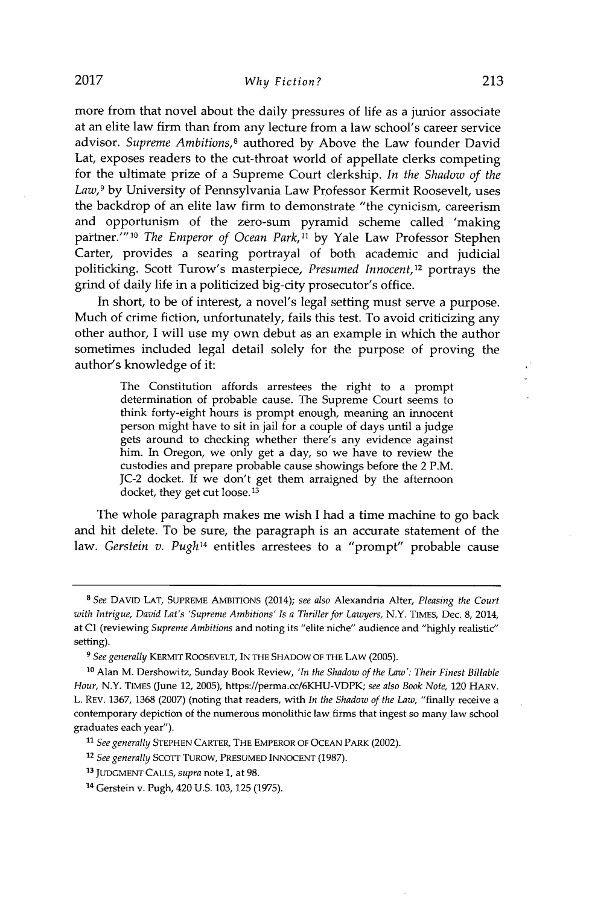more from that novel about the daily pressures of life as a junior associate at an elite law firm than from any lecture from a law school's career service advisor. *Supreme Ambitions*,[8] authored by Above the Law founder David Lat, exposes readers to the cut-throat world of appellate clerks competing for the ultimate prize of a Supreme Court clerkship. *In the Shadow of the Law*,[9] by University of Pennsylvania Law Professor Kermit Roosevelt, uses the backdrop of an elite law firm to demonstrate "the cynicism, careerism and opportunism of the zero-sum pyramid scheme called 'making partner.'"[10] *The Emperor of Ocean Park*,[11] by Yale Law Professor Stephen Carter, provides a searing portrayal of both academic and judicial politicking. Scott Turow's masterpiece, *Presumed Innocent*,[12] portrays the grind of daily life in a politicized big-city prosecutor's office.

In short, to be of interest, a novel's legal setting must serve a purpose. Much of crime fiction, unfortunately, fails this test. To avoid criticizing any other author, I will use my own debut as an example in which the author sometimes included legal detail solely for the purpose of proving the author's knowledge of it:

> The Constitution affords arrestees the right to a prompt determination of probable cause. The Supreme Court seems to think forty-eight hours is prompt enough, meaning an innocent person might have to sit in jail for a couple of days until a judge gets around to checking whether there's any evidence against him. In Oregon, we only get a day, so we have to review the custodies and prepare probable cause showings before the 2 P.M. JC-2 docket. If we don't get them arraigned by the afternoon docket, they get cut loose.[13]

The whole paragraph makes me wish I had a time machine to go back and hit delete. To be sure, the paragraph is an accurate statement of the law. *Gerstein v. Pugh*[14] entitles arrestees to a "prompt" probable cause

---

[8] *See* DAVID LAT, SUPREME AMBITIONS (2014); *see also* Alexandria Alter, *Pleasing the Court with Intrigue, David Lat's 'Supreme Ambitions' Is a Thriller for Lawyers*, N.Y. TIMES, Dec. 8, 2014, at C1 (reviewing *Supreme Ambitions* and noting its "elite niche" audience and "highly realistic" setting).

[9] *See generally* KERMIT ROOSEVELT, IN THE SHADOW OF THE LAW (2005).

[10] Alan M. Dershowitz, Sunday Book Review, *'In the Shadow of the Law': Their Finest Billable Hour*, N.Y. TIMES (June 12, 2005), https://perma.cc/6KHU-VDPK; *see also Book Note*, 120 HARV. L. REV. 1367, 1368 (2007) (noting that readers, with *In the Shadow of the Law*, "finally receive a contemporary depiction of the numerous monolithic law firms that ingest so many law school graduates each year").

[11] *See generally* STEPHEN CARTER, THE EMPEROR OF OCEAN PARK (2002).

[12] *See generally* SCOTT TUROW, PRESUMED INNOCENT (1987).

[13] JUDGMENT CALLS, *supra* note 1, at 98.

[14] Gerstein v. Pugh, 420 U.S. 103, 125 (1975).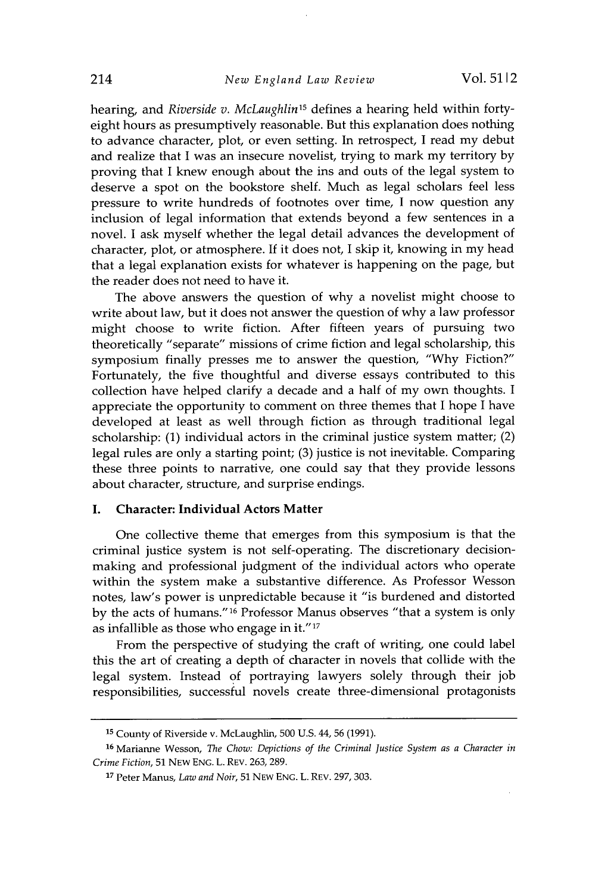hearing, and *Riverside v. McLaughlin*[15] defines a hearing held within forty-eight hours as presumptively reasonable. But this explanation does nothing to advance character, plot, or even setting. In retrospect, I read my debut and realize that I was an insecure novelist, trying to mark my territory by proving that I knew enough about the ins and outs of the legal system to deserve a spot on the bookstore shelf. Much as legal scholars feel less pressure to write hundreds of footnotes over time, I now question any inclusion of legal information that extends beyond a few sentences in a novel. I ask myself whether the legal detail advances the development of character, plot, or atmosphere. If it does not, I skip it, knowing in my head that a legal explanation exists for whatever is happening on the page, but the reader does not need to have it.

The above answers the question of why a novelist might choose to write about law, but it does not answer the question of why a law professor might choose to write fiction. After fifteen years of pursuing two theoretically "separate" missions of crime fiction and legal scholarship, this symposium finally presses me to answer the question, "Why Fiction?" Fortunately, the five thoughtful and diverse essays contributed to this collection have helped clarify a decade and a half of my own thoughts. I appreciate the opportunity to comment on three themes that I hope I have developed at least as well through fiction as through traditional legal scholarship: (1) individual actors in the criminal justice system matter; (2) legal rules are only a starting point; (3) justice is not inevitable. Comparing these three points to narrative, one could say that they provide lessons about character, structure, and surprise endings.

## I. Character: Individual Actors Matter

One collective theme that emerges from this symposium is that the criminal justice system is not self-operating. The discretionary decision-making and professional judgment of the individual actors who operate within the system make a substantive difference. As Professor Wesson notes, law's power is unpredictable because it "is burdened and distorted by the acts of humans."[16] Professor Manus observes "that a system is only as infallible as those who engage in it."[17]

From the perspective of studying the craft of writing, one could label this the art of creating a depth of character in novels that collide with the legal system. Instead of portraying lawyers solely through their job responsibilities, successful novels create three-dimensional protagonists

---

[15] County of Riverside v. McLaughlin, 500 U.S. 44, 56 (1991).

[16] Marianne Wesson, *The Chow: Depictions of the Criminal Justice System as a Character in Crime Fiction*, 51 NEW ENG. L. REV. 263, 289.

[17] Peter Manus, *Law and Noir*, 51 NEW ENG. L. REV. 297, 303.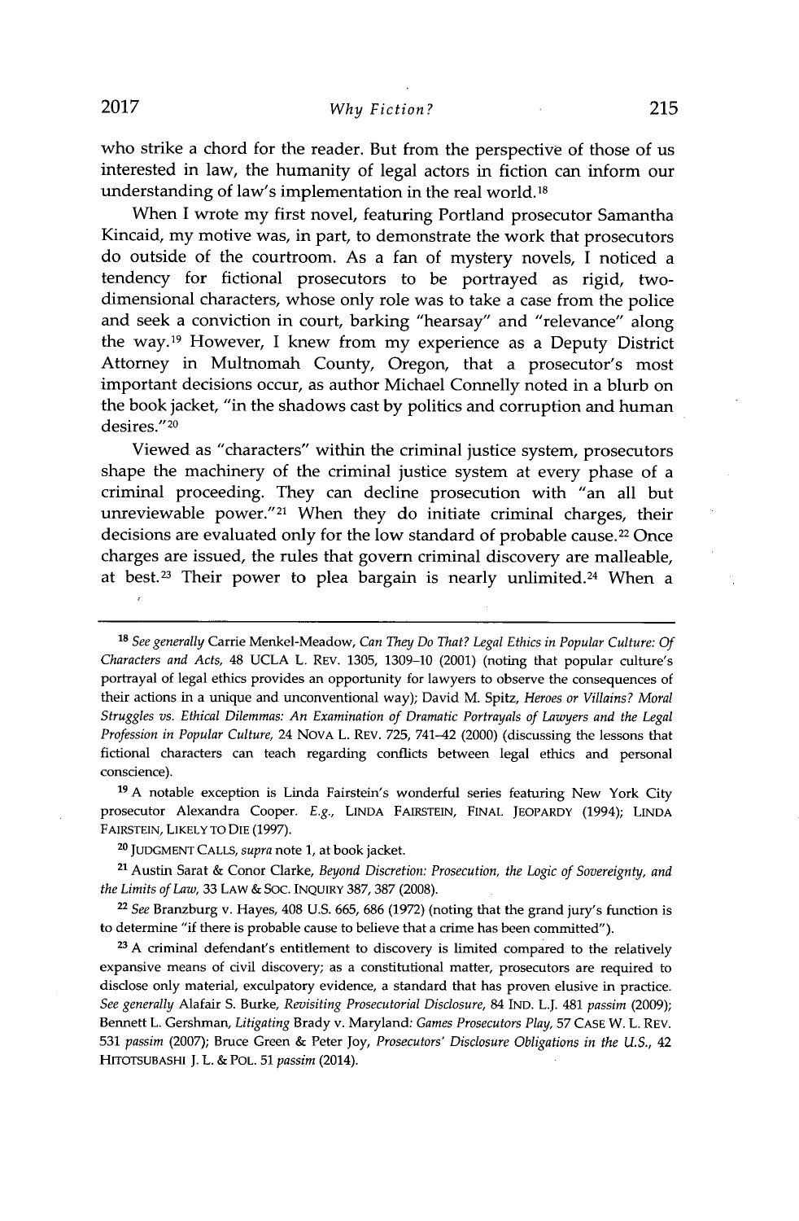who strike a chord for the reader. But from the perspective of those of us interested in law, the humanity of legal actors in fiction can inform our understanding of law's implementation in the real world.[18]

When I wrote my first novel, featuring Portland prosecutor Samantha Kincaid, my motive was, in part, to demonstrate the work that prosecutors do outside of the courtroom. As a fan of mystery novels, I noticed a tendency for fictional prosecutors to be portrayed as rigid, two-dimensional characters, whose only role was to take a case from the police and seek a conviction in court, barking "hearsay" and "relevance" along the way.[19] However, I knew from my experience as a Deputy District Attorney in Multnomah County, Oregon, that a prosecutor's most important decisions occur, as author Michael Connelly noted in a blurb on the book jacket, "in the shadows cast by politics and corruption and human desires."[20]

Viewed as "characters" within the criminal justice system, prosecutors shape the machinery of the criminal justice system at every phase of a criminal proceeding. They can decline prosecution with "an all but unreviewable power."[21] When they do initiate criminal charges, their decisions are evaluated only for the low standard of probable cause.[22] Once charges are issued, the rules that govern criminal discovery are malleable, at best.[23] Their power to plea bargain is nearly unlimited.[24] When a

---

[18] *See generally* Carrie Menkel-Meadow, *Can They Do That? Legal Ethics in Popular Culture: Of Characters and Acts*, 48 UCLA L. REV. 1305, 1309–10 (2001) (noting that popular culture's portrayal of legal ethics provides an opportunity for lawyers to observe the consequences of their actions in a unique and unconventional way); David M. Spitz, *Heroes or Villains? Moral Struggles vs. Ethical Dilemmas: An Examination of Dramatic Portrayals of Lawyers and the Legal Profession in Popular Culture*, 24 NOVA L. REV. 725, 741–42 (2000) (discussing the lessons that fictional characters can teach regarding conflicts between legal ethics and personal conscience).

[19] A notable exception is Linda Fairstein's wonderful series featuring New York City prosecutor Alexandra Cooper. *E.g.*, LINDA FAIRSTEIN, FINAL JEOPARDY (1994); LINDA FAIRSTEIN, LIKELY TO DIE (1997).

[20] JUDGMENT CALLS, *supra* note 1, at book jacket.

[21] Austin Sarat & Conor Clarke, *Beyond Discretion: Prosecution, the Logic of Sovereignty, and the Limits of Law*, 33 LAW & SOC. INQUIRY 387, 387 (2008).

[22] *See* Branzburg v. Hayes, 408 U.S. 665, 686 (1972) (noting that the grand jury's function is to determine "if there is probable cause to believe that a crime has been committed").

[23] A criminal defendant's entitlement to discovery is limited compared to the relatively expansive means of civil discovery; as a constitutional matter, prosecutors are required to disclose only material, exculpatory evidence, a standard that has proven elusive in practice. *See generally* Alafair S. Burke, *Revisiting Prosecutorial Disclosure*, 84 IND. L.J. 481 *passim* (2009); Bennett L. Gershman, *Litigating* Brady v. Maryland*: Games Prosecutors Play*, 57 CASE W. L. REV. 531 *passim* (2007); Bruce Green & Peter Joy, *Prosecutors' Disclosure Obligations in the U.S.*, 42 HITOTSUBASHI J. L. & POL. 51 *passim* (2014).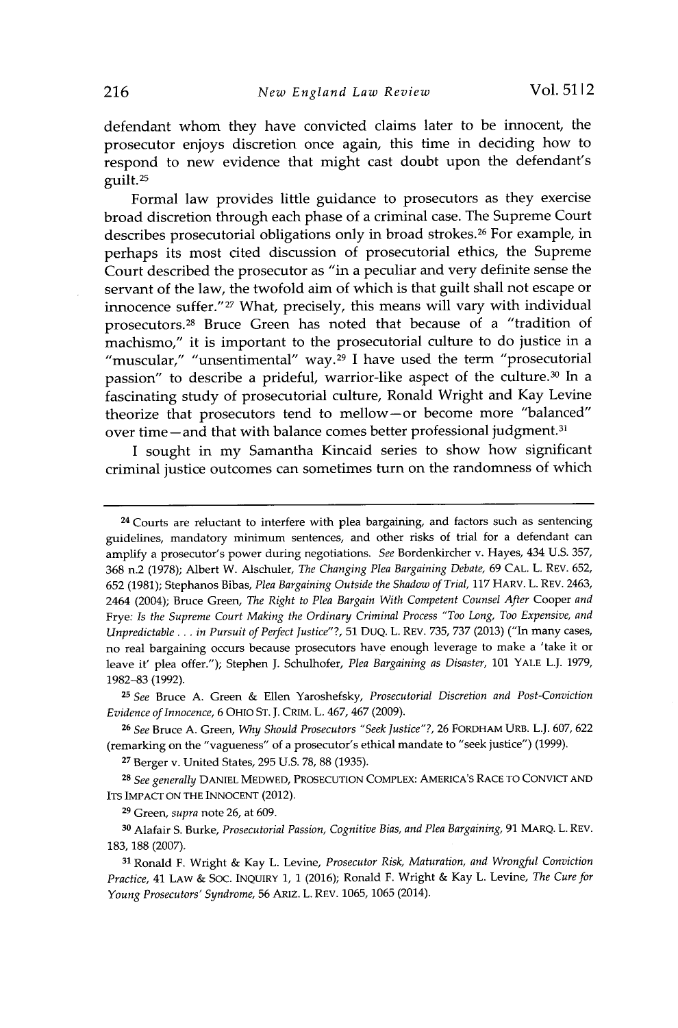defendant whom they have convicted claims later to be innocent, the prosecutor enjoys discretion once again, this time in deciding how to respond to new evidence that might cast doubt upon the defendant's guilt.[25]

Formal law provides little guidance to prosecutors as they exercise broad discretion through each phase of a criminal case. The Supreme Court describes prosecutorial obligations only in broad strokes.[26] For example, in perhaps its most cited discussion of prosecutorial ethics, the Supreme Court described the prosecutor as "in a peculiar and very definite sense the servant of the law, the twofold aim of which is that guilt shall not escape or innocence suffer."[27] What, precisely, this means will vary with individual prosecutors.[28] Bruce Green has noted that because of a "tradition of machismo," it is important to the prosecutorial culture to do justice in a "muscular," "unsentimental" way.[29] I have used the term "prosecutorial passion" to describe a prideful, warrior-like aspect of the culture.[30] In a fascinating study of prosecutorial culture, Ronald Wright and Kay Levine theorize that prosecutors tend to mellow—or become more "balanced" over time—and that with balance comes better professional judgment.[31]

I sought in my Samantha Kincaid series to show how significant criminal justice outcomes can sometimes turn on the randomness of which

---

[24] Courts are reluctant to interfere with plea bargaining, and factors such as sentencing guidelines, mandatory minimum sentences, and other risks of trial for a defendant can amplify a prosecutor's power during negotiations. *See* Bordenkircher v. Hayes, 434 U.S. 357, 368 n.2 (1978); Albert W. Alschuler, *The Changing Plea Bargaining Debate*, 69 CAL. L. REV. 652, 652 (1981); Stephanos Bibas, *Plea Bargaining Outside the Shadow of Trial*, 117 HARV. L. REV. 2463, 2464 (2004); Bruce Green, *The Right to Plea Bargain With Competent Counsel After* Cooper *and* Frye*: Is the Supreme Court Making the Ordinary Criminal Process "Too Long, Too Expensive, and Unpredictable . . . in Pursuit of Perfect Justice"?*, 51 DUQ. L. REV. 735, 737 (2013) ("In many cases, no real bargaining occurs because prosecutors have enough leverage to make a 'take it or leave it' plea offer."); Stephen J. Schulhofer, *Plea Bargaining as Disaster*, 101 YALE L.J. 1979, 1982–83 (1992).

[25] *See* Bruce A. Green & Ellen Yaroshefsky, *Prosecutorial Discretion and Post-Conviction Evidence of Innocence*, 6 OHIO ST. J. CRIM. L. 467, 467 (2009).

[26] *See* Bruce A. Green, *Why Should Prosecutors "Seek Justice"?*, 26 FORDHAM URB. L.J. 607, 622 (remarking on the "vagueness" of a prosecutor's ethical mandate to "seek justice") (1999).

[27] Berger v. United States, 295 U.S. 78, 88 (1935).

[28] *See generally* DANIEL MEDWED, PROSECUTION COMPLEX: AMERICA'S RACE TO CONVICT AND ITS IMPACT ON THE INNOCENT (2012).

[29] Green, *supra* note 26, at 609.

[30] Alafair S. Burke, *Prosecutorial Passion, Cognitive Bias, and Plea Bargaining*, 91 MARQ. L. REV. 183, 188 (2007).

[31] Ronald F. Wright & Kay L. Levine, *Prosecutor Risk, Maturation, and Wrongful Conviction Practice*, 41 LAW & SOC. INQUIRY 1, 1 (2016); Ronald F. Wright & Kay L. Levine, *The Cure for Young Prosecutors' Syndrome*, 56 ARIZ. L. REV. 1065, 1065 (2014).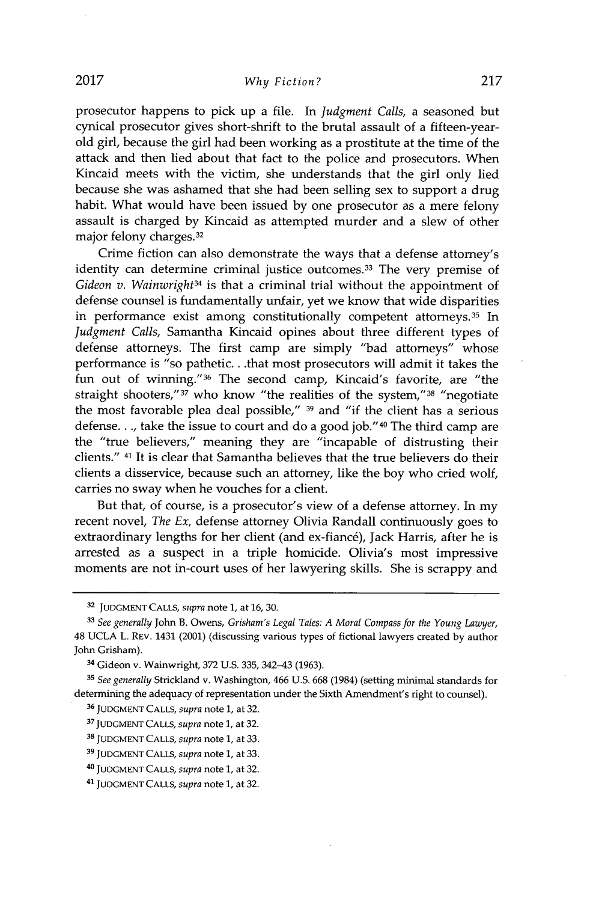prosecutor happens to pick up a file. In *Judgment Calls*, a seasoned but cynical prosecutor gives short-shrift to the brutal assault of a fifteen-year-old girl, because the girl had been working as a prostitute at the time of the attack and then lied about that fact to the police and prosecutors. When Kincaid meets with the victim, she understands that the girl only lied because she was ashamed that she had been selling sex to support a drug habit. What would have been issued by one prosecutor as a mere felony assault is charged by Kincaid as attempted murder and a slew of other major felony charges.[32]

Crime fiction can also demonstrate the ways that a defense attorney's identity can determine criminal justice outcomes.[33] The very premise of *Gideon v. Wainwright*[34] is that a criminal trial without the appointment of defense counsel is fundamentally unfair, yet we know that wide disparities in performance exist among constitutionally competent attorneys.[35] In *Judgment Calls*, Samantha Kincaid opines about three different types of defense attorneys. The first camp are simply "bad attorneys" whose performance is "so pathetic. . .that most prosecutors will admit it takes the fun out of winning."[36] The second camp, Kincaid's favorite, are "the straight shooters,"[37] who know "the realities of the system,"[38] "negotiate the most favorable plea deal possible," [39] and "if the client has a serious defense. . ., take the issue to court and do a good job."[40] The third camp are the "true believers," meaning they are "incapable of distrusting their clients." [41] It is clear that Samantha believes that the true believers do their clients a disservice, because such an attorney, like the boy who cried wolf, carries no sway when he vouches for a client.

But that, of course, is a prosecutor's view of a defense attorney. In my recent novel, *The Ex*, defense attorney Olivia Randall continuously goes to extraordinary lengths for her client (and ex-fiancé), Jack Harris, after he is arrested as a suspect in a triple homicide. Olivia's most impressive moments are not in-court uses of her lawyering skills. She is scrappy and

---

[32] JUDGMENT CALLS, *supra* note 1, at 16, 30.

[33] *See generally* John B. Owens, *Grisham's Legal Tales: A Moral Compass for the Young Lawyer*, 48 UCLA L. REV. 1431 (2001) (discussing various types of fictional lawyers created by author John Grisham).

[34] Gideon v. Wainwright, 372 U.S. 335, 342–43 (1963).

[35] *See generally* Strickland v. Washington, 466 U.S. 668 (1984) (setting minimal standards for determining the adequacy of representation under the Sixth Amendment's right to counsel).

[36] JUDGMENT CALLS, *supra* note 1, at 32.

[37] JUDGMENT CALLS, *supra* note 1, at 32.

[38] JUDGMENT CALLS, *supra* note 1, at 33.

[39] JUDGMENT CALLS, *supra* note 1, at 33.

[40] JUDGMENT CALLS, *supra* note 1, at 32.

[41] JUDGMENT CALLS, *supra* note 1, at 32.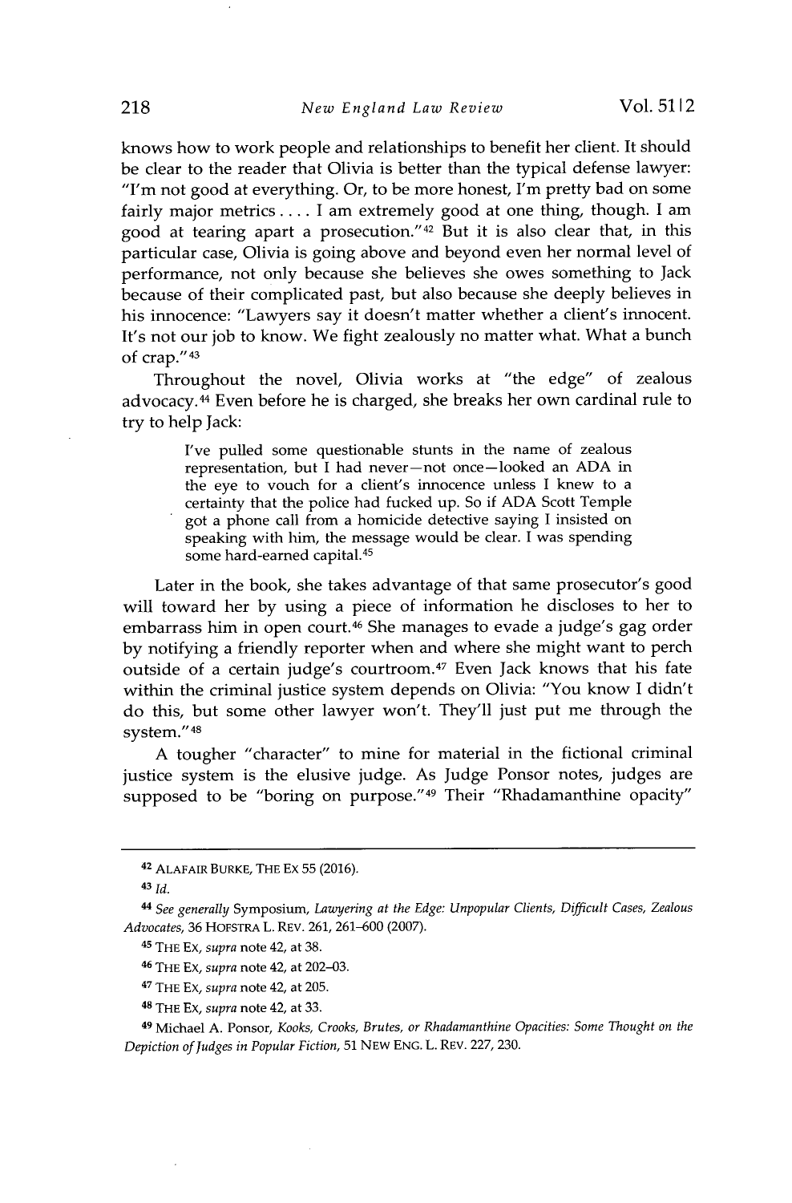knows how to work people and relationships to benefit her client. It should be clear to the reader that Olivia is better than the typical defense lawyer: "I'm not good at everything. Or, to be more honest, I'm pretty bad on some fairly major metrics . . . . I am extremely good at one thing, though. I am good at tearing apart a prosecution."[42] But it is also clear that, in this particular case, Olivia is going above and beyond even her normal level of performance, not only because she believes she owes something to Jack because of their complicated past, but also because she deeply believes in his innocence: "Lawyers say it doesn't matter whether a client's innocent. It's not our job to know. We fight zealously no matter what. What a bunch of crap."[43]

Throughout the novel, Olivia works at "the edge" of zealous advocacy.[44] Even before he is charged, she breaks her own cardinal rule to try to help Jack:

> I've pulled some questionable stunts in the name of zealous representation, but I had never—not once—looked an ADA in the eye to vouch for a client's innocence unless I knew to a certainty that the police had fucked up. So if ADA Scott Temple got a phone call from a homicide detective saying I insisted on speaking with him, the message would be clear. I was spending some hard-earned capital.[45]

Later in the book, she takes advantage of that same prosecutor's good will toward her by using a piece of information he discloses to her to embarrass him in open court.[46] She manages to evade a judge's gag order by notifying a friendly reporter when and where she might want to perch outside of a certain judge's courtroom.[47] Even Jack knows that his fate within the criminal justice system depends on Olivia: "You know I didn't do this, but some other lawyer won't. They'll just put me through the system."[48]

A tougher "character" to mine for material in the fictional criminal justice system is the elusive judge. As Judge Ponsor notes, judges are supposed to be "boring on purpose."[49] Their "Rhadamanthine opacity"

---

[42] ALAFAIR BURKE, THE EX 55 (2016).

[43] *Id.*

[44] *See generally* Symposium, *Lawyering at the Edge: Unpopular Clients, Difficult Cases, Zealous Advocates*, 36 HOFSTRA L. REV. 261, 261–600 (2007).

[45] THE EX, *supra* note 42, at 38.

[46] THE EX, *supra* note 42, at 202–03.

[47] THE EX, *supra* note 42, at 205.

[48] THE EX, *supra* note 42, at 33.

[49] Michael A. Ponsor, *Kooks, Crooks, Brutes, or Rhadamanthine Opacities: Some Thought on the Depiction of Judges in Popular Fiction*, 51 NEW ENG. L. REV. 227, 230.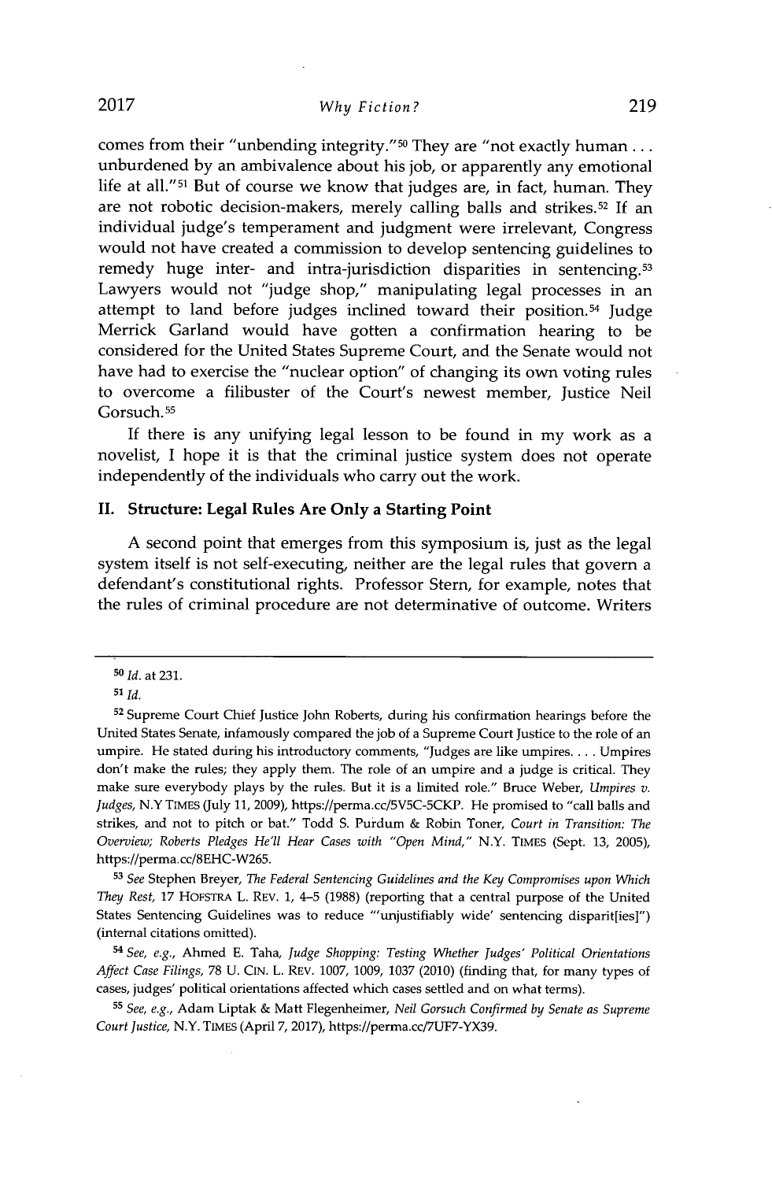comes from their "unbending integrity."[50] They are "not exactly human . . . unburdened by an ambivalence about his job, or apparently any emotional life at all."[51] But of course we know that judges are, in fact, human. They are not robotic decision-makers, merely calling balls and strikes.[52] If an individual judge's temperament and judgment were irrelevant, Congress would not have created a commission to develop sentencing guidelines to remedy huge inter- and intra-jurisdiction disparities in sentencing.[53] Lawyers would not "judge shop," manipulating legal processes in an attempt to land before judges inclined toward their position.[54] Judge Merrick Garland would have gotten a confirmation hearing to be considered for the United States Supreme Court, and the Senate would not have had to exercise the "nuclear option" of changing its own voting rules to overcome a filibuster of the Court's newest member, Justice Neil Gorsuch.[55]

If there is any unifying legal lesson to be found in my work as a novelist, I hope it is that the criminal justice system does not operate independently of the individuals who carry out the work.

## II. Structure: Legal Rules Are Only a Starting Point

A second point that emerges from this symposium is, just as the legal system itself is not self-executing, neither are the legal rules that govern a defendant's constitutional rights. Professor Stern, for example, notes that the rules of criminal procedure are not determinative of outcome. Writers

---

[50] *Id.* at 231.

[51] *Id.*

[52] Supreme Court Chief Justice John Roberts, during his confirmation hearings before the United States Senate, infamously compared the job of a Supreme Court Justice to the role of an umpire. He stated during his introductory comments, "Judges are like umpires. . . . Umpires don't make the rules; they apply them. The role of an umpire and a judge is critical. They make sure everybody plays by the rules. But it is a limited role." Bruce Weber, *Umpires v. Judges*, N.Y TIMES (July 11, 2009), https://perma.cc/5V5C-5CKP. He promised to "call balls and strikes, and not to pitch or bat." Todd S. Purdum & Robin Toner, *Court in Transition: The Overview; Roberts Pledges He'll Hear Cases with "Open Mind,"* N.Y. TIMES (Sept. 13, 2005), https://perma.cc/8EHC-W265.

[53] *See* Stephen Breyer, *The Federal Sentencing Guidelines and the Key Compromises upon Which They Rest*, 17 HOFSTRA L. REV. 1, 4–5 (1988) (reporting that a central purpose of the United States Sentencing Guidelines was to reduce "'unjustifiably wide' sentencing disparit[ies]") (internal citations omitted).

[54] *See, e.g.*, Ahmed E. Taha, *Judge Shopping: Testing Whether Judges' Political Orientations Affect Case Filings*, 78 U. CIN. L. REV. 1007, 1009, 1037 (2010) (finding that, for many types of cases, judges' political orientations affected which cases settled and on what terms).

[55] *See, e.g.*, Adam Liptak & Matt Flegenheimer, *Neil Gorsuch Confirmed by Senate as Supreme Court Justice*, N.Y. TIMES (April 7, 2017), https://perma.cc/7UF7-YX39.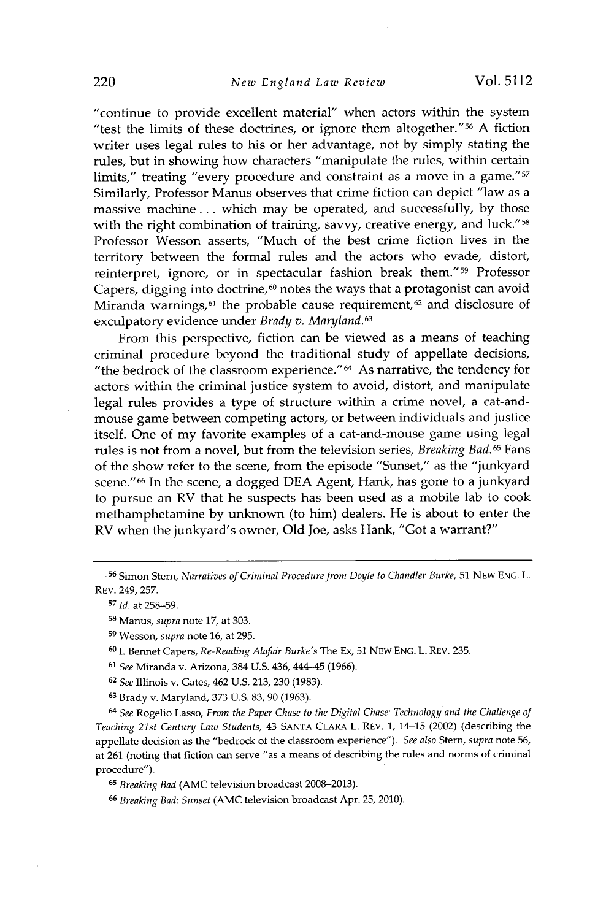"continue to provide excellent material" when actors within the system "test the limits of these doctrines, or ignore them altogether."[56] A fiction writer uses legal rules to his or her advantage, not by simply stating the rules, but in showing how characters "manipulate the rules, within certain limits," treating "every procedure and constraint as a move in a game."[57] Similarly, Professor Manus observes that crime fiction can depict "law as a massive machine . . . which may be operated, and successfully, by those with the right combination of training, savvy, creative energy, and luck."[58] Professor Wesson asserts, "Much of the best crime fiction lives in the territory between the formal rules and the actors who evade, distort, reinterpret, ignore, or in spectacular fashion break them."[59] Professor Capers, digging into doctrine,[60] notes the ways that a protagonist can avoid Miranda warnings,[61] the probable cause requirement,[62] and disclosure of exculpatory evidence under *Brady v. Maryland*.[63]

From this perspective, fiction can be viewed as a means of teaching criminal procedure beyond the traditional study of appellate decisions, "the bedrock of the classroom experience."[64] As narrative, the tendency for actors within the criminal justice system to avoid, distort, and manipulate legal rules provides a type of structure within a crime novel, a cat-and-mouse game between competing actors, or between individuals and justice itself. One of my favorite examples of a cat-and-mouse game using legal rules is not from a novel, but from the television series, *Breaking Bad*.[65] Fans of the show refer to the scene, from the episode "Sunset," as the "junkyard scene."[66] In the scene, a dogged DEA Agent, Hank, has gone to a junkyard to pursue an RV that he suspects has been used as a mobile lab to cook methamphetamine by unknown (to him) dealers. He is about to enter the RV when the junkyard's owner, Old Joe, asks Hank, "Got a warrant?"

---

[56] Simon Stern, *Narratives of Criminal Procedure from Doyle to Chandler Burke*, 51 NEW ENG. L. REV. 249, 257.

[57] *Id.* at 258–59.

[58] Manus, *supra* note 17, at 303.

[59] Wesson, *supra* note 16, at 295.

[60] I. Bennet Capers, *Re-Reading Alafair Burke's* The Ex, 51 NEW ENG. L. REV. 235.

[61] *See* Miranda v. Arizona, 384 U.S. 436, 444–45 (1966).

[62] *See* Illinois v. Gates, 462 U.S. 213, 230 (1983).

[63] Brady v. Maryland, 373 U.S. 83, 90 (1963).

[64] *See* Rogelio Lasso, *From the Paper Chase to the Digital Chase: Technology and the Challenge of Teaching 21st Century Law Students*, 43 SANTA CLARA L. REV. 1, 14–15 (2002) (describing the appellate decision as the "bedrock of the classroom experience"). *See also* Stern, *supra* note 56, at 261 (noting that fiction can serve "as a means of describing the rules and norms of criminal procedure").

[65] *Breaking Bad* (AMC television broadcast 2008–2013).

[66] *Breaking Bad: Sunset* (AMC television broadcast Apr. 25, 2010).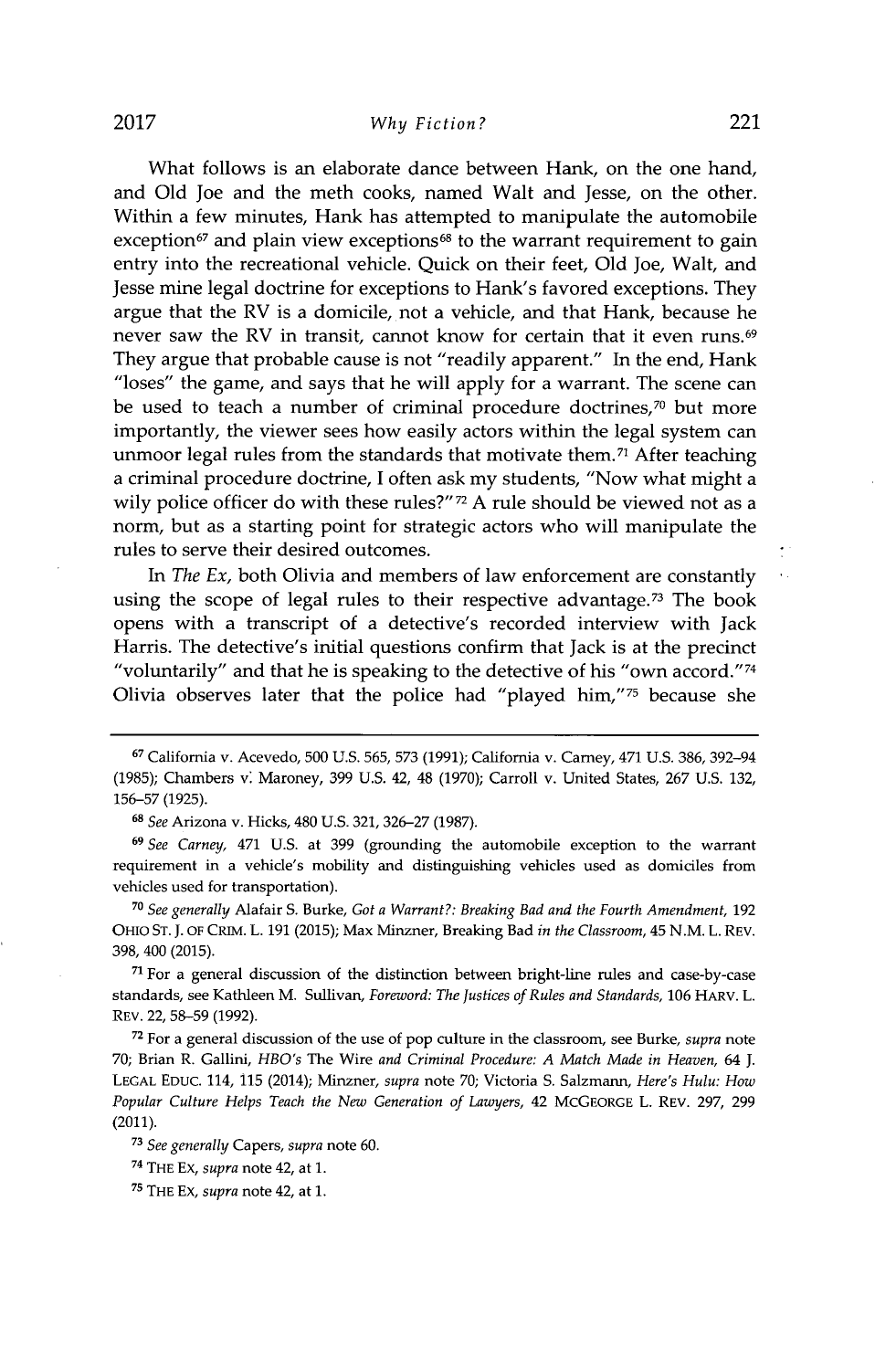What follows is an elaborate dance between Hank, on the one hand, and Old Joe and the meth cooks, named Walt and Jesse, on the other. Within a few minutes, Hank has attempted to manipulate the automobile exception[67] and plain view exceptions[68] to the warrant requirement to gain entry into the recreational vehicle. Quick on their feet, Old Joe, Walt, and Jesse mine legal doctrine for exceptions to Hank's favored exceptions. They argue that the RV is a domicile, not a vehicle, and that Hank, because he never saw the RV in transit, cannot know for certain that it even runs.[69] They argue that probable cause is not "readily apparent." In the end, Hank "loses" the game, and says that he will apply for a warrant. The scene can be used to teach a number of criminal procedure doctrines,[70] but more importantly, the viewer sees how easily actors within the legal system can unmoor legal rules from the standards that motivate them.[71] After teaching a criminal procedure doctrine, I often ask my students, "Now what might a wily police officer do with these rules?"[72] A rule should be viewed not as a norm, but as a starting point for strategic actors who will manipulate the rules to serve their desired outcomes.

In *The Ex*, both Olivia and members of law enforcement are constantly using the scope of legal rules to their respective advantage.[73] The book opens with a transcript of a detective's recorded interview with Jack Harris. The detective's initial questions confirm that Jack is at the precinct "voluntarily" and that he is speaking to the detective of his "own accord."[74] Olivia observes later that the police had "played him,"[75] because she

---

[67] California v. Acevedo, 500 U.S. 565, 573 (1991); California v. Carney, 471 U.S. 386, 392–94 (1985); Chambers v. Maroney, 399 U.S. 42, 48 (1970); Carroll v. United States, 267 U.S. 132, 156–57 (1925).

[68] *See* Arizona v. Hicks, 480 U.S. 321, 326–27 (1987).

[69] *See Carney*, 471 U.S. at 399 (grounding the automobile exception to the warrant requirement in a vehicle's mobility and distinguishing vehicles used as domiciles from vehicles used for transportation).

[70] *See generally* Alafair S. Burke, *Got a Warrant?: Breaking Bad and the Fourth Amendment*, 192 OHIO ST. J. OF CRIM. L. 191 (2015); Max Minzner, Breaking Bad *in the Classroom*, 45 N.M. L. REV. 398, 400 (2015).

[71] For a general discussion of the distinction between bright-line rules and case-by-case standards, see Kathleen M. Sullivan, *Foreword: The Justices of Rules and Standards*, 106 HARV. L. REV. 22, 58–59 (1992).

[72] For a general discussion of the use of pop culture in the classroom, see Burke, *supra* note 70; Brian R. Gallini, *HBO's* The Wire *and Criminal Procedure: A Match Made in Heaven*, 64 J. LEGAL EDUC. 114, 115 (2014); Minzner, *supra* note 70; Victoria S. Salzmann, *Here's Hulu: How Popular Culture Helps Teach the New Generation of Lawyers*, 42 MCGEORGE L. REV. 297, 299 (2011).

[73] *See generally* Capers, *supra* note 60.

[74] THE EX, *supra* note 42, at 1.

[75] THE EX, *supra* note 42, at 1.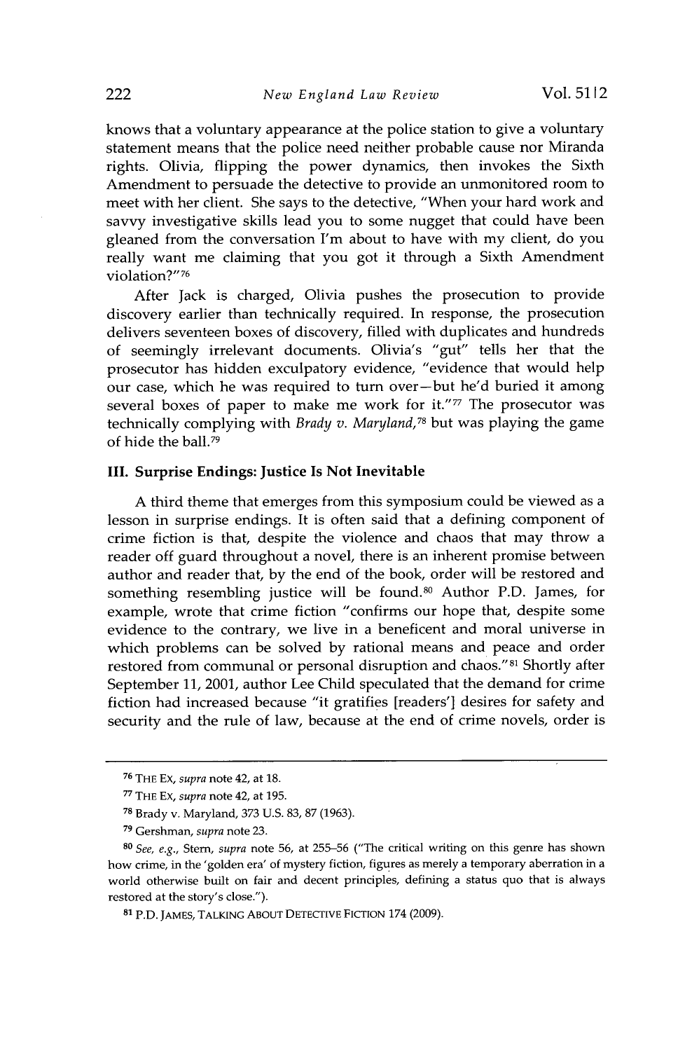knows that a voluntary appearance at the police station to give a voluntary statement means that the police need neither probable cause nor Miranda rights. Olivia, flipping the power dynamics, then invokes the Sixth Amendment to persuade the detective to provide an unmonitored room to meet with her client. She says to the detective, "When your hard work and savvy investigative skills lead you to some nugget that could have been gleaned from the conversation I'm about to have with my client, do you really want me claiming that you got it through a Sixth Amendment violation?"[76]

After Jack is charged, Olivia pushes the prosecution to provide discovery earlier than technically required. In response, the prosecution delivers seventeen boxes of discovery, filled with duplicates and hundreds of seemingly irrelevant documents. Olivia's "gut" tells her that the prosecutor has hidden exculpatory evidence, "evidence that would help our case, which he was required to turn over—but he'd buried it among several boxes of paper to make me work for it."[77] The prosecutor was technically complying with *Brady v. Maryland*,[78] but was playing the game of hide the ball.[79]

## III. Surprise Endings: Justice Is Not Inevitable

A third theme that emerges from this symposium could be viewed as a lesson in surprise endings. It is often said that a defining component of crime fiction is that, despite the violence and chaos that may throw a reader off guard throughout a novel, there is an inherent promise between author and reader that, by the end of the book, order will be restored and something resembling justice will be found.[80] Author P.D. James, for example, wrote that crime fiction "confirms our hope that, despite some evidence to the contrary, we live in a beneficent and moral universe in which problems can be solved by rational means and peace and order restored from communal or personal disruption and chaos."[81] Shortly after September 11, 2001, author Lee Child speculated that the demand for crime fiction had increased because "it gratifies [readers'] desires for safety and security and the rule of law, because at the end of crime novels, order is

---

[76] THE EX, *supra* note 42, at 18.

[77] THE EX, *supra* note 42, at 195.

[78] Brady v. Maryland, 373 U.S. 83, 87 (1963).

[79] Gershman, *supra* note 23.

[80] *See, e.g.*, Stern, *supra* note 56, at 255–56 ("The critical writing on this genre has shown how crime, in the 'golden era' of mystery fiction, figures as merely a temporary aberration in a world otherwise built on fair and decent principles, defining a status quo that is always restored at the story's close.").

[81] P.D. JAMES, TALKING ABOUT DETECTIVE FICTION 174 (2009).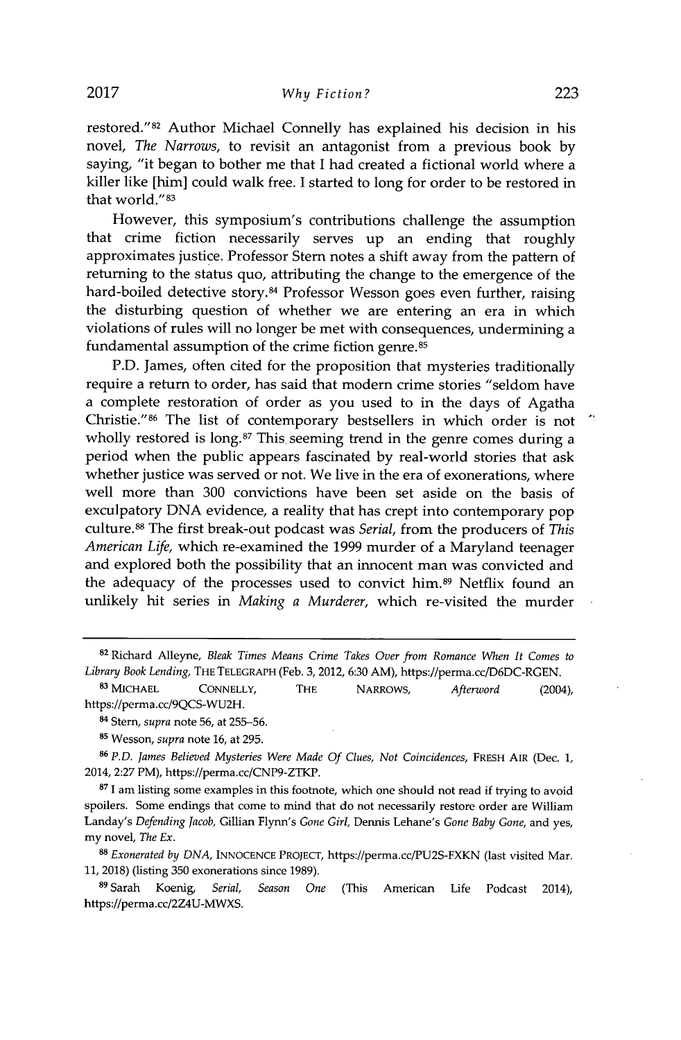restored."[82] Author Michael Connelly has explained his decision in his novel, *The Narrows*, to revisit an antagonist from a previous book by saying, "it began to bother me that I had created a fictional world where a killer like [him] could walk free. I started to long for order to be restored in that world."[83]

However, this symposium's contributions challenge the assumption that crime fiction necessarily serves up an ending that roughly approximates justice. Professor Stern notes a shift away from the pattern of returning to the status quo, attributing the change to the emergence of the hard-boiled detective story.[84] Professor Wesson goes even further, raising the disturbing question of whether we are entering an era in which violations of rules will no longer be met with consequences, undermining a fundamental assumption of the crime fiction genre.[85]

P.D. James, often cited for the proposition that mysteries traditionally require a return to order, has said that modern crime stories "seldom have a complete restoration of order as you used to in the days of Agatha Christie."[86] The list of contemporary bestsellers in which order is not wholly restored is long.[87] This seeming trend in the genre comes during a period when the public appears fascinated by real-world stories that ask whether justice was served or not. We live in the era of exonerations, where well more than 300 convictions have been set aside on the basis of exculpatory DNA evidence, a reality that has crept into contemporary pop culture.[88] The first break-out podcast was *Serial*, from the producers of *This American Life*, which re-examined the 1999 murder of a Maryland teenager and explored both the possibility that an innocent man was convicted and the adequacy of the processes used to convict him.[89] Netflix found an unlikely hit series in *Making a Murderer*, which re-visited the murder

---

[82] Richard Alleyne, *Bleak Times Means Crime Takes Over from Romance When It Comes to Library Book Lending*, THE TELEGRAPH (Feb. 3, 2012, 6:30 AM), https://perma.cc/D6DC-RGEN.

[83] MICHAEL CONNELLY, THE NARROWS, *Afterword* (2004), https://perma.cc/9QCS-WU2H.

[84] Stern, *supra* note 56, at 255–56.

[85] Wesson, *supra* note 16, at 295.

[86] *P.D. James Believed Mysteries Were Made Of Clues, Not Coincidences*, FRESH AIR (Dec. 1, 2014, 2:27 PM), https://perma.cc/CNP9-ZTKP.

[87] I am listing some examples in this footnote, which one should not read if trying to avoid spoilers. Some endings that come to mind that do not necessarily restore order are William Landay's *Defending Jacob*, Gillian Flynn's *Gone Girl*, Dennis Lehane's *Gone Baby Gone*, and yes, my novel, *The Ex*.

[88] *Exonerated by DNA*, INNOCENCE PROJECT, https://perma.cc/PU2S-FXKN (last visited Mar. 11, 2018) (listing 350 exonerations since 1989).

[89] Sarah Koenig, *Serial, Season One* (This American Life Podcast 2014), https://perma.cc/2Z4U-MWXS.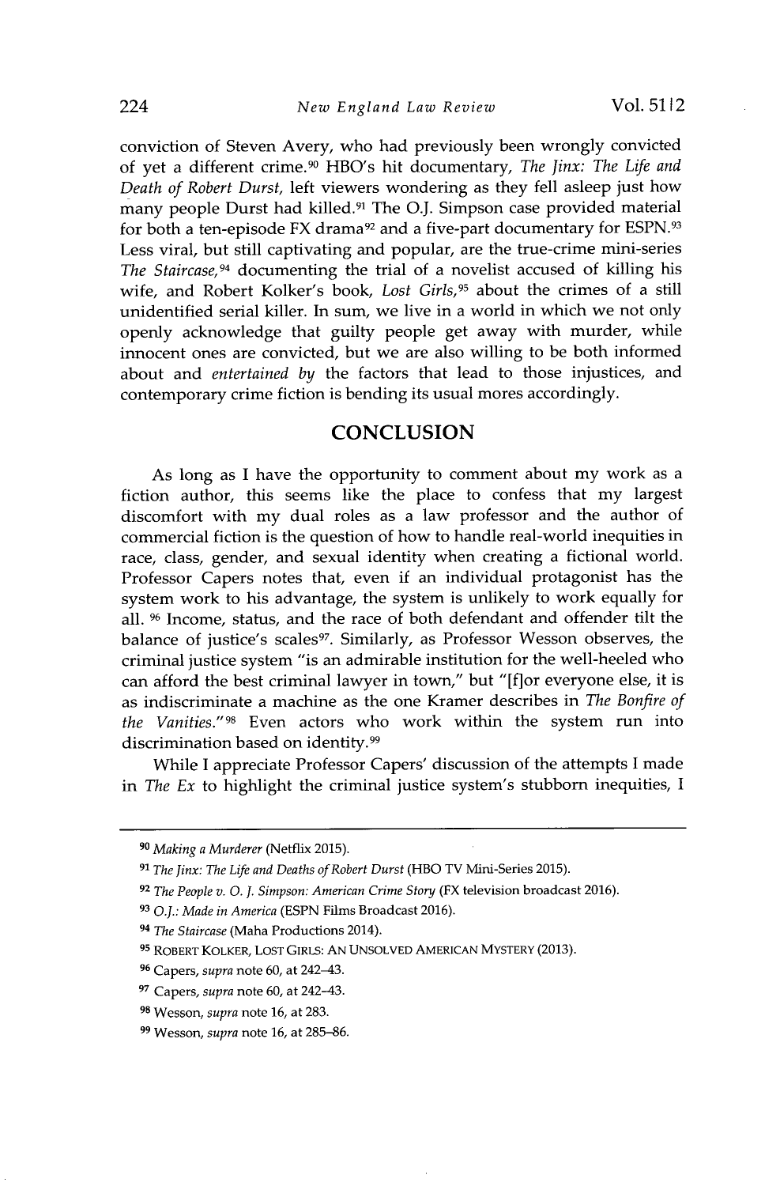conviction of Steven Avery, who had previously been wrongly convicted of yet a different crime.[90] HBO's hit documentary, *The Jinx: The Life and Death of Robert Durst*, left viewers wondering as they fell asleep just how many people Durst had killed.[91] The O.J. Simpson case provided material for both a ten-episode FX drama[92] and a five-part documentary for ESPN.[93] Less viral, but still captivating and popular, are the true-crime mini-series *The Staircase*,[94] documenting the trial of a novelist accused of killing his wife, and Robert Kolker's book, *Lost Girls*,[95] about the crimes of a still unidentified serial killer. In sum, we live in a world in which we not only openly acknowledge that guilty people get away with murder, while innocent ones are convicted, but we are also willing to be both informed about and *entertained by* the factors that lead to those injustices, and contemporary crime fiction is bending its usual mores accordingly.

## CONCLUSION

As long as I have the opportunity to comment about my work as a fiction author, this seems like the place to confess that my largest discomfort with my dual roles as a law professor and the author of commercial fiction is the question of how to handle real-world inequities in race, class, gender, and sexual identity when creating a fictional world. Professor Capers notes that, even if an individual protagonist has the system work to his advantage, the system is unlikely to work equally for all. [96] Income, status, and the race of both defendant and offender tilt the balance of justice's scales[97]. Similarly, as Professor Wesson observes, the criminal justice system "is an admirable institution for the well-heeled who can afford the best criminal lawyer in town," but "[f]or everyone else, it is as indiscriminate a machine as the one Kramer describes in *The Bonfire of the Vanities*."[98] Even actors who work within the system run into discrimination based on identity.[99]

While I appreciate Professor Capers' discussion of the attempts I made in *The Ex* to highlight the criminal justice system's stubborn inequities, I

---

[90] *Making a Murderer* (Netflix 2015).

[91] *The Jinx: The Life and Deaths of Robert Durst* (HBO TV Mini-Series 2015).

[92] *The People v. O. J. Simpson: American Crime Story* (FX television broadcast 2016).

[93] *O.J.: Made in America* (ESPN Films Broadcast 2016).

[94] *The Staircase* (Maha Productions 2014).

[95] ROBERT KOLKER, LOST GIRLS: AN UNSOLVED AMERICAN MYSTERY (2013).

[96] Capers, *supra* note 60, at 242–43.

[97] Capers, *supra* note 60, at 242–43.

[98] Wesson, *supra* note 16, at 283.

[99] Wesson, *supra* note 16, at 285–86.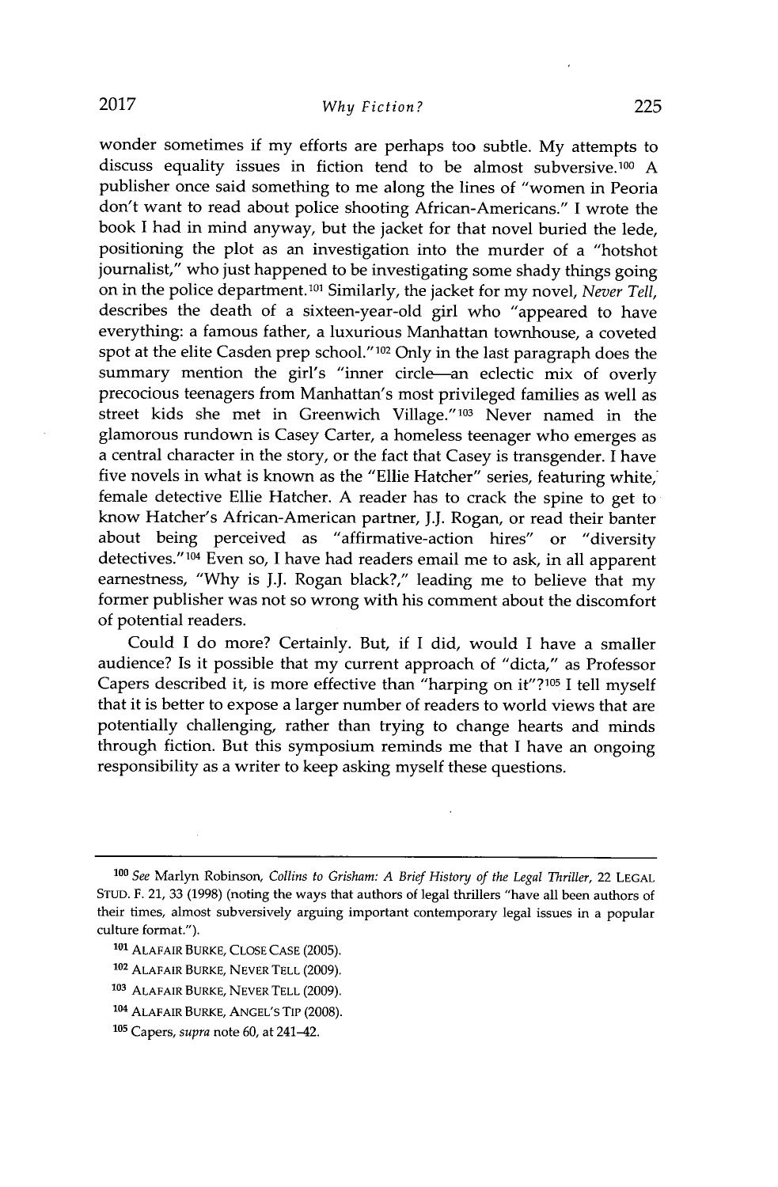wonder sometimes if my efforts are perhaps too subtle. My attempts to discuss equality issues in fiction tend to be almost subversive.[100] A publisher once said something to me along the lines of "women in Peoria don't want to read about police shooting African-Americans." I wrote the book I had in mind anyway, but the jacket for that novel buried the lede, positioning the plot as an investigation into the murder of a "hotshot journalist," who just happened to be investigating some shady things going on in the police department.[101] Similarly, the jacket for my novel, *Never Tell*, describes the death of a sixteen-year-old girl who "appeared to have everything: a famous father, a luxurious Manhattan townhouse, a coveted spot at the elite Casden prep school."[102] Only in the last paragraph does the summary mention the girl's "inner circle—an eclectic mix of overly precocious teenagers from Manhattan's most privileged families as well as street kids she met in Greenwich Village."[103] Never named in the glamorous rundown is Casey Carter, a homeless teenager who emerges as a central character in the story, or the fact that Casey is transgender. I have five novels in what is known as the "Ellie Hatcher" series, featuring white, female detective Ellie Hatcher. A reader has to crack the spine to get to know Hatcher's African-American partner, J.J. Rogan, or read their banter about being perceived as "affirmative-action hires" or "diversity detectives."[104] Even so, I have had readers email me to ask, in all apparent earnestness, "Why is J.J. Rogan black?," leading me to believe that my former publisher was not so wrong with his comment about the discomfort of potential readers.

Could I do more? Certainly. But, if I did, would I have a smaller audience? Is it possible that my current approach of "dicta," as Professor Capers described it, is more effective than "harping on it"?[105] I tell myself that it is better to expose a larger number of readers to world views that are potentially challenging, rather than trying to change hearts and minds through fiction. But this symposium reminds me that I have an ongoing responsibility as a writer to keep asking myself these questions.

---

[100] *See* Marlyn Robinson, *Collins to Grisham: A Brief History of the Legal Thriller*, 22 LEGAL STUD. F. 21, 33 (1998) (noting the ways that authors of legal thrillers "have all been authors of their times, almost subversively arguing important contemporary legal issues in a popular culture format.").

[101] ALAFAIR BURKE, CLOSE CASE (2005).

[102] ALAFAIR BURKE, NEVER TELL (2009).

[103] ALAFAIR BURKE, NEVER TELL (2009).

[104] ALAFAIR BURKE, ANGEL'S TIP (2008).

[105] Capers, *supra* note 60, at 241–42.